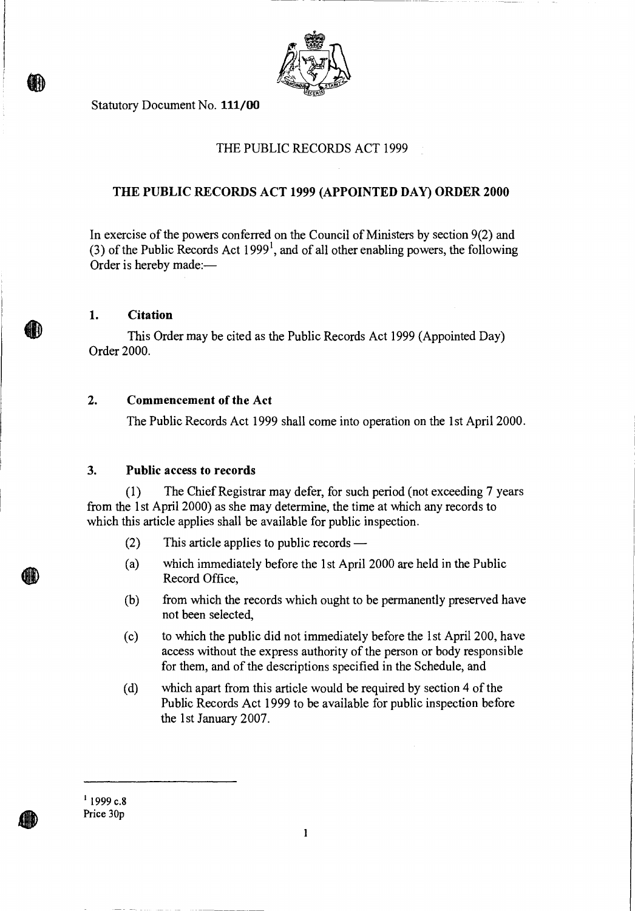Statutory Document No. **111/00**

THE PUBLIC RECORDS ACT 1999

## THE PUBLIC RECORDS ACT 1999 (APPOINTED DAY) ORDER 2000

In exercise of the powers conferred on the Council of Ministers by section 9(2) and (3) of the Public Records Act 1999[1], and of all other enabling powers, the following Order is hereby made:—

### 1. Citation

This Order may be cited as the Public Records Act 1999 (Appointed Day) Order 2000.

### 2. Commencement of the Act

The Public Records Act 1999 shall come into operation on the 1st April 2000.

### 3. Public access to records

(1) The Chief Registrar may defer, for such period (not exceeding 7 years from the 1st April 2000) as she may determine, the time at which any records to which this article applies shall be available for public inspection.

(2) This article applies to public records —

(a) which immediately before the 1st April 2000 are held in the Public Record Office,

(b) from which the records which ought to be permanently preserved have not been selected,

(c) to which the public did not immediately before the 1st April 200, have access without the express authority of the person or body responsible for them, and of the descriptions specified in the Schedule, and

(d) which apart from this article would be required by section 4 of the Public Records Act 1999 to be available for public inspection before the 1st January 2007.

[1] 1999 c.8

Price 30p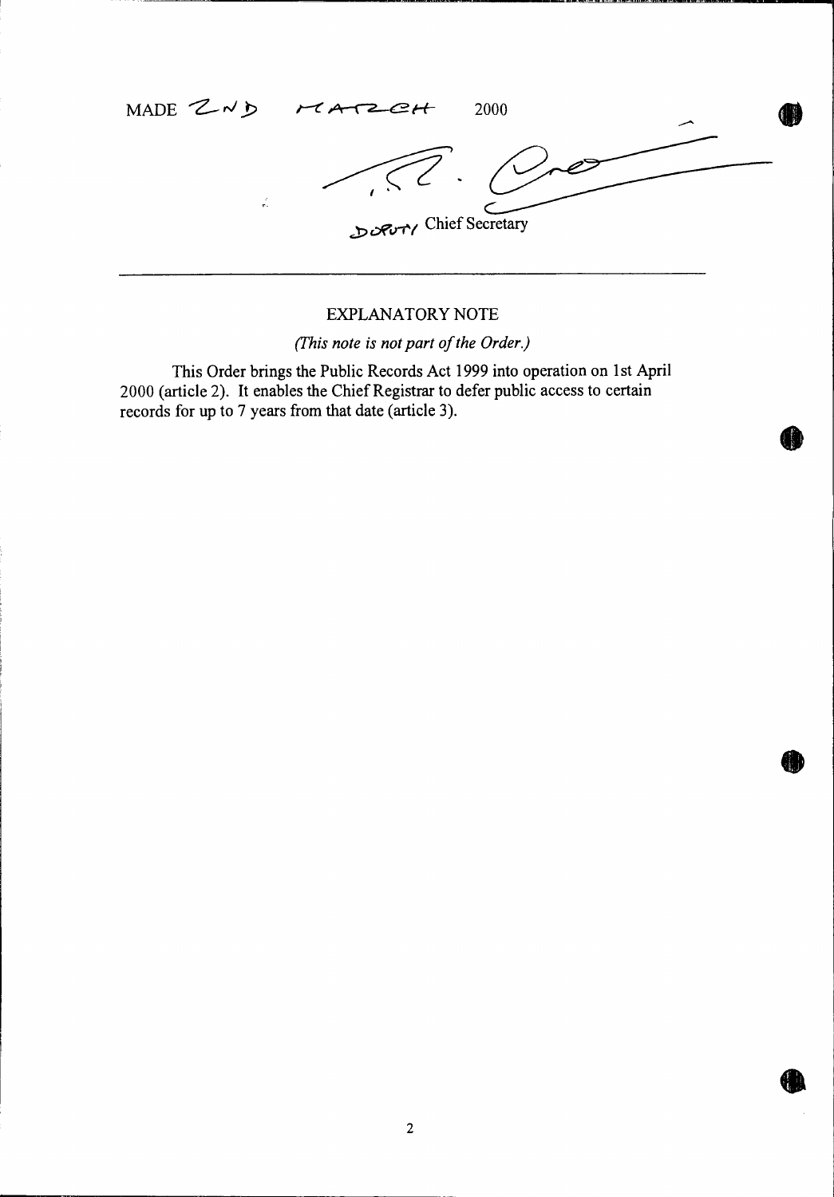MADE 2ND MARCH 2000

DEPUTY Chief Secretary

---

EXPLANATORY NOTE

*(This note is not part of the Order.)*

This Order brings the Public Records Act 1999 into operation on 1st April 2000 (article 2). It enables the Chief Registrar to defer public access to certain records for up to 7 years from that date (article 3).